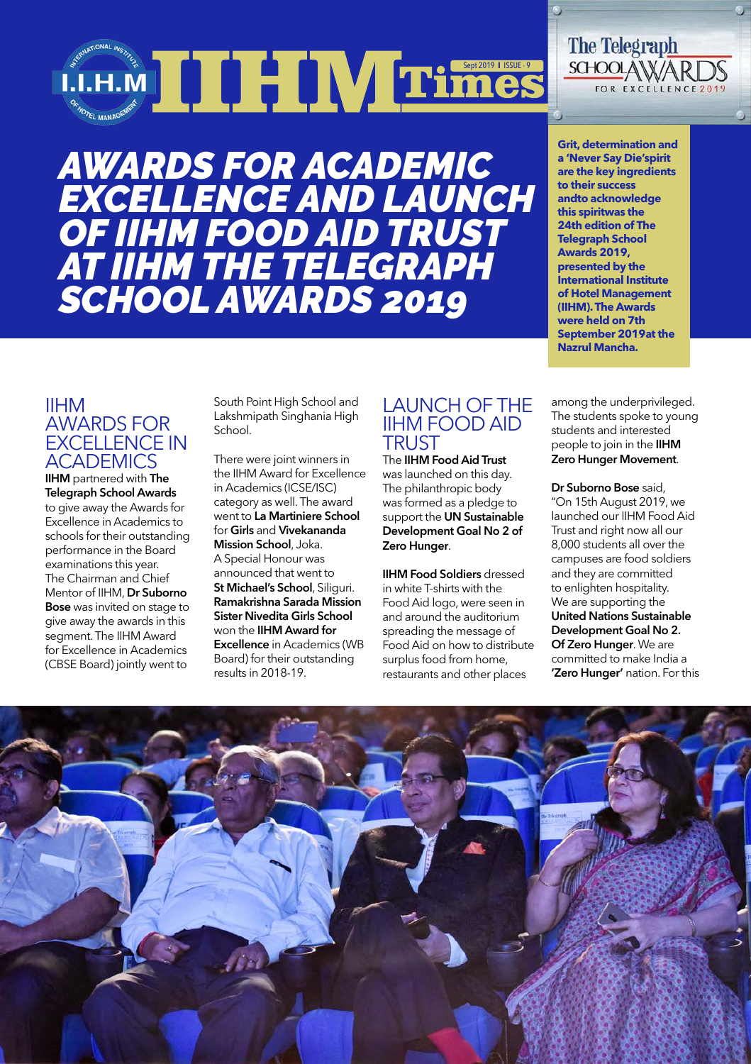# IIHM Times

Sept 2019 | ISSUE - 9

The Telegraph SCHOOL AWARDS FOR EXCELLENCE 2019

# AWARDS FOR ACADEMIC EXCELLENCE AND LAUNCH OF IIHM FOOD AID TRUST AT IIHM THE TELEGRAPH SCHOOL AWARDS 2019

**Grit, determination and a 'Never Say Die'spirit are the key ingredients to their success andto acknowledge this spiritwas the 24th edition of The Telegraph School Awards 2019, presented by the International Institute of Hotel Management (IIHM). The Awards were held on 7th September 2019at the Nazrul Mancha.**

## IIHM AWARDS FOR EXCELLENCE IN ACADEMICS

**IIHM** partnered with **The Telegraph School Awards** to give away the Awards for Excellence in Academics to schools for their outstanding performance in the Board examinations this year. The Chairman and Chief Mentor of IIHM, **Dr Suborno Bose** was invited on stage to give away the awards in this segment. The IIHM Award for Excellence in Academics (CBSE Board) jointly went to South Point High School and Lakshmipath Singhania High School.

There were joint winners in the IIHM Award for Excellence in Academics (ICSE/ISC) category as well. The award went to **La Martiniere School** for **Girls** and **Vivekananda Mission School**, Joka. A Special Honour was announced that went to **St Michael's School**, Siliguri. **Ramakrishna Sarada Mission Sister Nivedita Girls School** won the **IIHM Award for Excellence** in Academics (WB Board) for their outstanding results in 2018-19.

## LAUNCH OF THE IIHM FOOD AID TRUST

The **IIHM Food Aid Trust** was launched on this day. The philanthropic body was formed as a pledge to support the **UN Sustainable Development Goal No 2 of Zero Hunger**.

**IIHM Food Soldiers** dressed in white T-shirts with the Food Aid logo, were seen in and around the auditorium spreading the message of Food Aid on how to distribute surplus food from home, restaurants and other places among the underprivileged. The students spoke to young students and interested people to join in the **IIHM Zero Hunger Movement**.

**Dr Suborno Bose** said, "On 15th August 2019, we launched our IIHM Food Aid Trust and right now all our 8,000 students all over the campuses are food soldiers and they are committed to enlighten hospitality. We are supporting the **United Nations Sustainable Development Goal No 2. Of Zero Hunger**. We are committed to make India a **'Zero Hunger'** nation. For this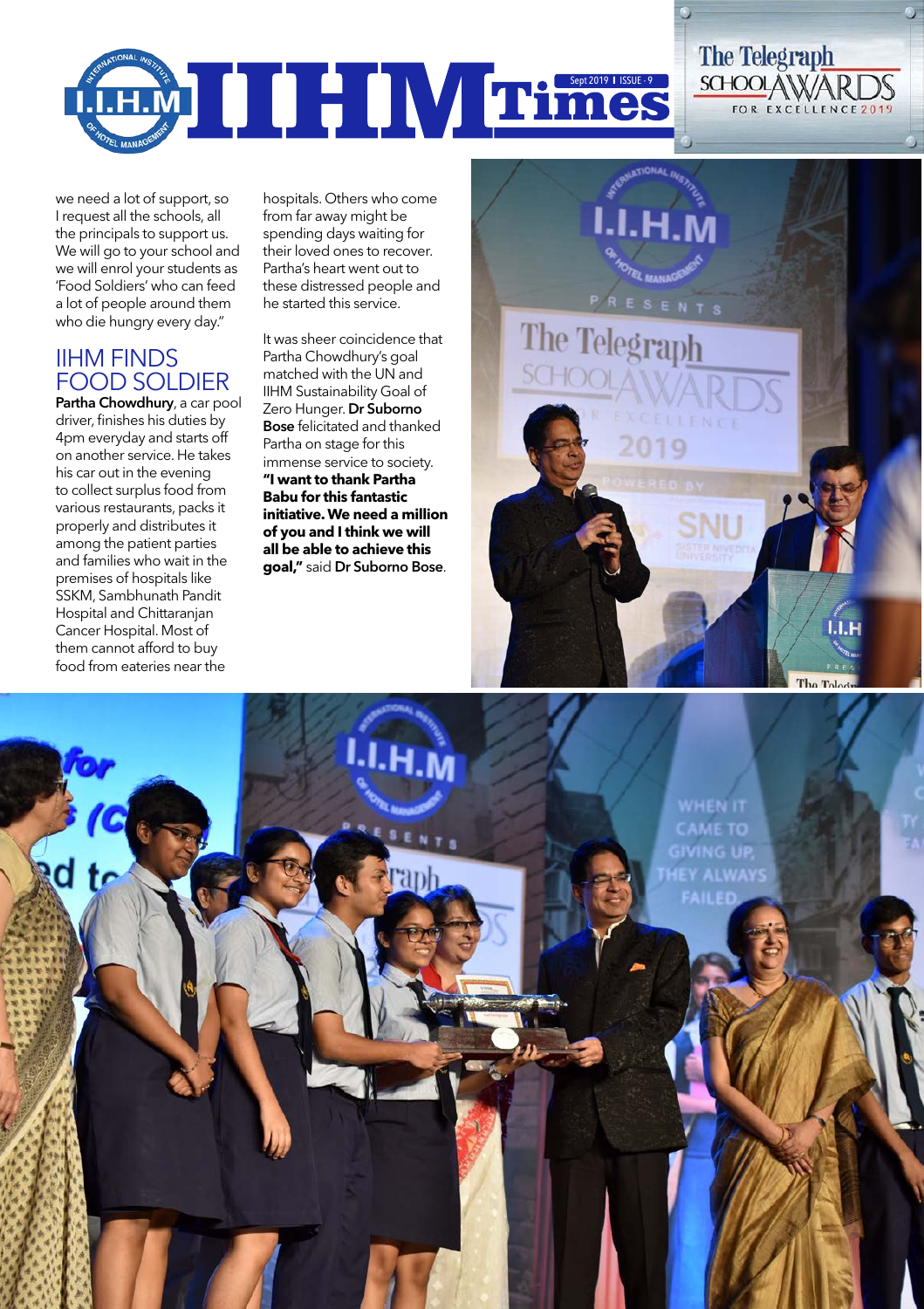we need a lot of support, so I request all the schools, all the principals to support us. We will go to your school and we will enrol your students as 'Food Soldiers' who can feed a lot of people around them who die hungry every day."

## IIHM FINDS FOOD SOLDIER

**Partha Chowdhury**, a car pool driver, finishes his duties by 4pm everyday and starts off on another service. He takes his car out in the evening to collect surplus food from various restaurants, packs it properly and distributes it among the patient parties and families who wait in the premises of hospitals like SSKM, Sambhunath Pandit Hospital and Chittaranjan Cancer Hospital. Most of them cannot afford to buy food from eateries near the hospitals. Others who come from far away might be spending days waiting for their loved ones to recover. Partha's heart went out to these distressed people and he started this service.

It was sheer coincidence that Partha Chowdhury's goal matched with the UN and IIHM Sustainability Goal of Zero Hunger. **Dr Suborno Bose** felicitated and thanked Partha on stage for this immense service to society. **"I want to thank Partha Babu for this fantastic initiative. We need a million of you and I think we will all be able to achieve this goal,"** said **Dr Suborno Bose**.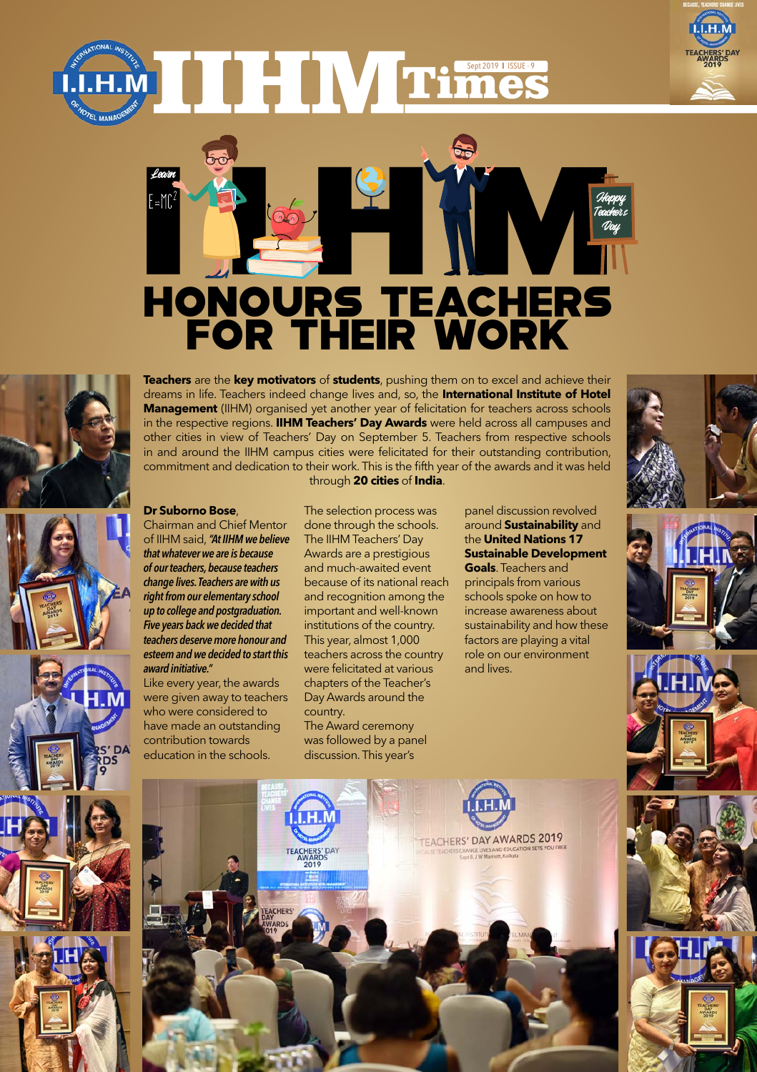# IIHM Times

Sept 2019 | ISSUE - 9

# IIHM HONOURS TEACHERS FOR THEIR WORK

**Teachers** are the **key motivators** of **students**, pushing them on to excel and achieve their dreams in life. Teachers indeed change lives and, so, the **International Institute of Hotel Management** (IIHM) organised yet another year of felicitation for teachers across schools in the respective regions. **IIHM Teachers' Day Awards** were held across all campuses and other cities in view of Teachers' Day on September 5. Teachers from respective schools in and around the IIHM campus cities were felicitated for their outstanding contribution, commitment and dedication to their work. This is the fifth year of the awards and it was held through **20 cities** of **India**.

**Dr Suborno Bose**, Chairman and Chief Mentor of IIHM said, ***"At IIHM we believe that whatever we are is because of our teachers, because teachers change lives. Teachers are with us right from our elementary school up to college and postgraduation. Five years back we decided that teachers deserve more honour and esteem and we decided to start this award initiative."***

Like every year, the awards were given away to teachers who were considered to have made an outstanding contribution towards education in the schools.

The selection process was done through the schools. The IIHM Teachers' Day Awards are a prestigious and much-awaited event because of its national reach and recognition among the important and well-known institutions of the country. This year, almost 1,000 teachers across the country were felicitated at various chapters of the Teacher's Day Awards around the country.

The Award ceremony was followed by a panel discussion. This year's panel discussion revolved around **Sustainability** and the **United Nations 17 Sustainable Development Goals**. Teachers and principals from various schools spoke on how to increase awareness about sustainability and how these factors are playing a vital role on our environment and lives.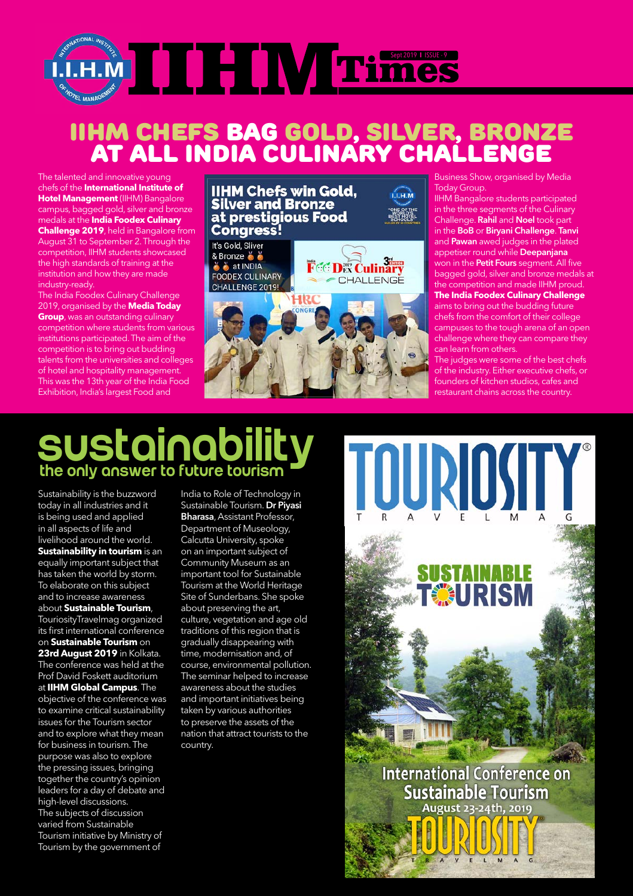# IIHM Times

Sept 2019 | ISSUE - 9

## IIHM CHEFS BAG GOLD, SILVER, BRONZE AT ALL INDIA CULINARY CHALLENGE

The talented and innovative young chefs of the **International Institute of Hotel Management** (IIHM) Bangalore campus, bagged gold, silver and bronze medals at the **India Foodex Culinary Challenge 2019**, held in Bangalore from August 31 to September 2. Through the competition, IIHM students showcased the high standards of training at the institution and how they are made industry-ready.

The India Foodex Culinary Challenge 2019, organised by the **Media Today Group**, was an outstanding culinary competition where students from various institutions participated. The aim of the competition is to bring out budding talents from the universities and colleges of hotel and hospitality management. This was the 13th year of the India Food Exhibition, India's largest Food and Business Show, organised by Media Today Group.

IIHM Chefs win Gold, Silver and Bronze at prestigious Food Congress!

It's Gold, Sliver & Bronze at INDIA FOODEX CULINARY CHALLENGE 2019!

IIHM Bangalore students participated in the three segments of the Culinary Challenge. **Rahil** and **Noel** took part in the **BoB** or **Biryani Challenge**. **Tanvi** and **Pawan** awed judges in the plated appetiser round while **Deepanjana** won in the **Petit Fours** segment. All five bagged gold, silver and bronze medals at the competition and made IIHM proud.

**The India Foodex Culinary Challenge** aims to bring out the budding future chefs from the comfort of their college campuses to the tough arena of an open challenge where they can compare they can learn from others.

The judges were some of the best chefs of the industry. Either executive chefs, or founders of kitchen studios, cafes and restaurant chains across the country.

## sustainability
### the only answer to future tourism

Sustainability is the buzzword today in all industries and it is being used and applied in all aspects of life and livelihood around the world. **Sustainability in tourism** is an equally important subject that has taken the world by storm. To elaborate on this subject and to increase awareness about **Sustainable Tourism**, TouriosityTravelmag organized its first international conference on **Sustainable Tourism** on **23rd August 2019** in Kolkata. The conference was held at the Prof David Foskett auditorium at **IIHM Global Campus**. The objective of the conference was to examine critical sustainability issues for the Tourism sector and to explore what they mean for business in tourism. The purpose was also to explore the pressing issues, bringing together the country's opinion leaders for a day of debate and high-level discussions.

The subjects of discussion varied from Sustainable Tourism initiative by Ministry of Tourism by the government of India to Role of Technology in Sustainable Tourism. **Dr Piyasi Bharasa**, Assistant Professor, Department of Museology, Calcutta University, spoke on an important subject of Community Museum as an important tool for Sustainable Tourism at the World Heritage Site of Sunderbans. She spoke about preserving the art, culture, vegetation and age old traditions of this region that is gradually disappearing with time, modernisation and, of course, environmental pollution. The seminar helped to increase awareness about the studies and important initiatives being taken by various authorities to preserve the assets of the nation that attract tourists to the country.

TOURIOSITY® TRAVELMAG

SUSTAINABLE TOURISM

International Conference on Sustainable Tourism
August 23-24th, 2019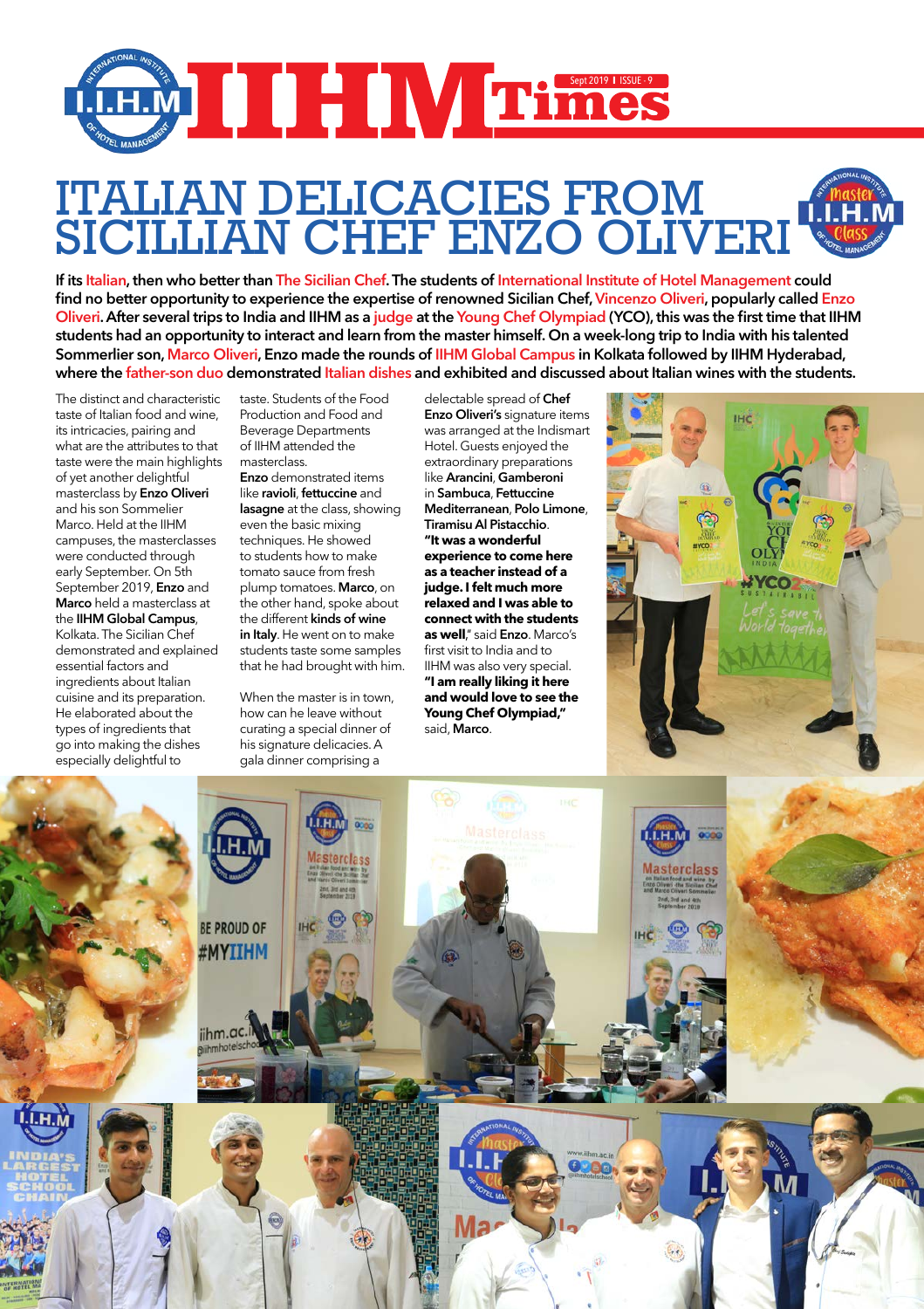# ITALIAN DELICACIES FROM SICILLIAN CHEF ENZO OLIVERI

**If its Italian, then who better than The Sicilian Chef. The students of International Institute of Hotel Management could find no better opportunity to experience the expertise of renowned Sicilian Chef, Vincenzo Oliveri, popularly called Enzo Oliveri. After several trips to India and IIHM as a judge at the Young Chef Olympiad (YCO), this was the first time that IIHM students had an opportunity to interact and learn from the master himself. On a week-long trip to India with his talented Sommerlier son, Marco Oliveri, Enzo made the rounds of IIHM Global Campus in Kolkata followed by IIHM Hyderabad, where the father-son duo demonstrated Italian dishes and exhibited and discussed about Italian wines with the students.**

The distinct and characteristic taste of Italian food and wine, its intricacies, pairing and what are the attributes to that taste were the main highlights of yet another delightful masterclass by **Enzo Oliveri** and his son Sommelier Marco. Held at the IIHM campuses, the masterclasses were conducted through early September. On 5th September 2019, **Enzo** and **Marco** held a masterclass at the **IIHM Global Campus**, Kolkata. The Sicilian Chef demonstrated and explained essential factors and ingredients about Italian cuisine and its preparation. He elaborated about the types of ingredients that go into making the dishes especially delightful to taste. Students of the Food Production and Food and Beverage Departments of IIHM attended the masterclass.

**Enzo** demonstrated items like **ravioli**, **fettuccine** and **lasagne** at the class, showing even the basic mixing techniques. He showed to students how to make tomato sauce from fresh plump tomatoes. **Marco**, on the other hand, spoke about the different **kinds of wine in Italy**. He went on to make students taste some samples that he had brought with him.

When the master is in town, how can he leave without curating a special dinner of his signature delicacies. A gala dinner comprising a delectable spread of **Chef Enzo Oliveri's** signature items was arranged at the Indismart Hotel. Guests enjoyed the extraordinary preparations like **Arancini**, **Gamberoni** in **Sambuca**, **Fettuccine Mediterranean**, **Polo Limone**, **Tiramisu Al Pistacchio**.

**"It was a wonderful experience to come here as a teacher instead of a judge. I felt much more relaxed and I was able to connect with the students as well,"** said **Enzo**. Marco's first visit to India and to IIHM was also very special. **"I am really liking it here and would love to see the Young Chef Olympiad,"** said, **Marco**.